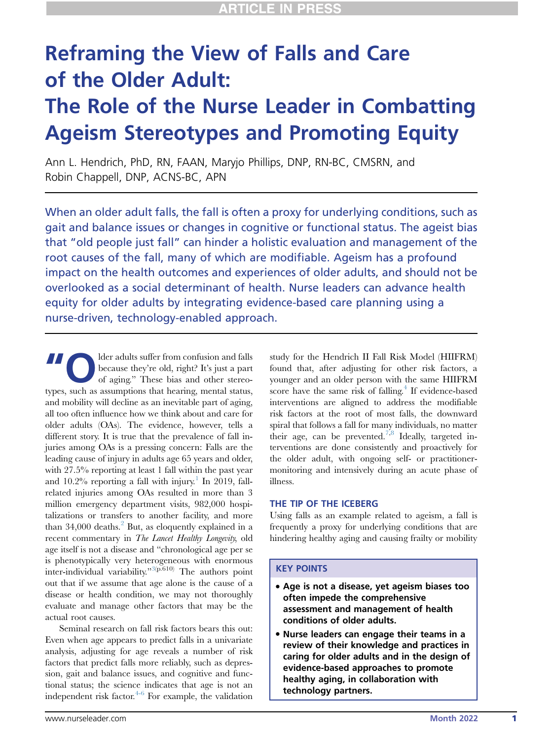# Reframing the View of Falls and Care of the Older Adult: The Role of the Nurse Leader in Combatting Ageism Stereotypes and Promoting Equity

Ann L. Hendrich, PhD, RN, FAAN, Maryjo Phillips, DNP, RN-BC, CMSRN, and Robin Chappell, DNP, ACNS-BC, APN

When an older adult falls, the fall is often a proxy for underlying conditions, such as gait and balance issues or changes in cognitive or functional status. The ageist bias that "old people just fall" can hinder a holistic evaluation and management of the root causes of the fall, many of which are modifiable. Ageism has a profound impact on the health outcomes and experiences of older adults, and should not be overlooked as a social determinant of health. Nurse leaders can advance health equity for older adults by integrating evidence-based care planning using a nurse-driven, technology-enabled approach.

"Older adults suffer from confusion and falls because they're old, right? It's just a part of aging." These bias and other stereotypes, such as assumptions that hearing, mental status, and mobility will decline as an inevitable part of aging, all too often influence how we think about and care for older adults (OAs). The evidence, however, tells a different story. It is true that the prevalence of fall injuries among OAs is a pressing concern: Falls are the leading cause of injury in adults age 65 years and older, with 27.5% reporting at least 1 fall within the past year and 10.2% reporting a fall with injury.[1] In 2019, fall-related injuries among OAs resulted in more than 3 million emergency department visits, 982,000 hospitalizations or transfers to another facility, and more than 34,000 deaths.[2] But, as eloquently explained in a recent commentary in *The Lancet Healthy Longevity*, old age itself is not a disease and "chronological age per se is phenotypically very heterogeneous with enormous inter-individual variability."[3(p.610)] The authors point out that if we assume that age alone is the cause of a disease or health condition, we may not thoroughly evaluate and manage other factors that may be the actual root causes.

Seminal research on fall risk factors bears this out: Even when age appears to predict falls in a univariate analysis, adjusting for age reveals a number of risk factors that predict falls more reliably, such as depression, gait and balance issues, and cognitive and functional status; the science indicates that age is not an independent risk factor.[4-6] For example, the validation study for the Hendrich II Fall Risk Model (HIIFRM) found that, after adjusting for other risk factors, a younger and an older person with the same HIIFRM score have the same risk of falling.[4] If evidence-based interventions are aligned to address the modifiable risk factors at the root of most falls, the downward spiral that follows a fall for many individuals, no matter their age, can be prevented.[7,8] Ideally, targeted interventions are done consistently and proactively for the older adult, with ongoing self- or practitioner-monitoring and intensively during an acute phase of illness.

## THE TIP OF THE ICEBERG

Using falls as an example related to ageism, a fall is frequently a proxy for underlying conditions that are hindering healthy aging and causing frailty or mobility

> **KEY POINTS**
>
> - **Age is not a disease, yet ageism biases too often impede the comprehensive assessment and management of health conditions of older adults.**
> - **Nurse leaders can engage their teams in a review of their knowledge and practices in caring for older adults and in the design of evidence-based approaches to promote healthy aging, in collaboration with technology partners.**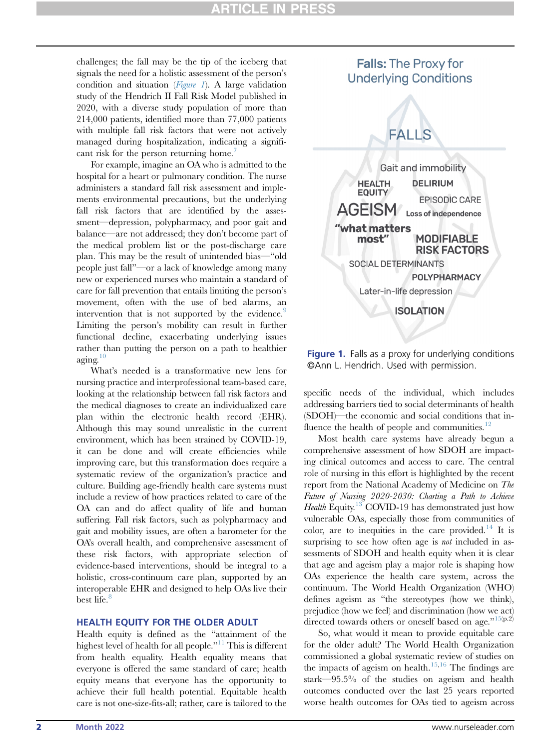challenges; the fall may be the tip of the iceberg that signals the need for a holistic assessment of the person's condition and situation (*Figure 1*). A large validation study of the Hendrich II Fall Risk Model published in 2020, with a diverse study population of more than 214,000 patients, identified more than 77,000 patients with multiple fall risk factors that were not actively managed during hospitalization, indicating a significant risk for the person returning home.[7]

For example, imagine an OA who is admitted to the hospital for a heart or pulmonary condition. The nurse administers a standard fall risk assessment and implements environmental precautions, but the underlying fall risk factors that are identified by the assessment—depression, polypharmacy, and poor gait and balance—are not addressed; they don't become part of the medical problem list or the post-discharge care plan. This may be the result of unintended bias—"old people just fall"—or a lack of knowledge among many new or experienced nurses who maintain a standard of care for fall prevention that entails limiting the person's movement, often with the use of bed alarms, an intervention that is not supported by the evidence.[9] Limiting the person's mobility can result in further functional decline, exacerbating underlying issues rather than putting the person on a path to healthier aging.[10]

What's needed is a transformative new lens for nursing practice and interprofessional team-based care, looking at the relationship between fall risk factors and the medical diagnoses to create an individualized care plan within the electronic health record (EHR). Although this may sound unrealistic in the current environment, which has been strained by COVID-19, it can be done and will create efficiencies while improving care, but this transformation does require a systematic review of the organization's practice and culture. Building age-friendly health care systems must include a review of how practices related to care of the OA can and do affect quality of life and human suffering. Fall risk factors, such as polypharmacy and gait and mobility issues, are often a barometer for the OA's overall health, and comprehensive assessment of these risk factors, with appropriate selection of evidence-based interventions, should be integral to a holistic, cross-continuum care plan, supported by an interoperable EHR and designed to help OAs live their best life.[8]

**Falls:** The Proxy for Underlying Conditions

FALLS

Gait and immobility | HEALTH EQUITY | DELIRIUM | EPISODIC CARE | AGEISM | Loss of independence | "what matters most" | MODIFIABLE RISK FACTORS | SOCIAL DETERMINANTS | POLYPHARMACY | Later-in-life depression | ISOLATION

**Figure 1.** Falls as a proxy for underlying conditions ©Ann L. Hendrich. Used with permission.

## HEALTH EQUITY FOR THE OLDER ADULT

Health equity is defined as the "attainment of the highest level of health for all people."[11] This is different from health equality. Health equality means that everyone is offered the same standard of care; health equity means that everyone has the opportunity to achieve their full health potential. Equitable health care is not one-size-fits-all; rather, care is tailored to the specific needs of the individual, which includes addressing barriers tied to social determinants of health (SDOH)—the economic and social conditions that influence the health of people and communities.[12]

Most health care systems have already begun a comprehensive assessment of how SDOH are impacting clinical outcomes and access to care. The central role of nursing in this effort is highlighted by the recent report from the National Academy of Medicine on *The Future of Nursing 2020-2030: Charting a Path to Achieve Health* Equity.[13] COVID-19 has demonstrated just how vulnerable OAs, especially those from communities of color, are to inequities in the care provided.[14] It is surprising to see how often age is *not* included in assessments of SDOH and health equity when it is clear that age and ageism play a major role is shaping how OAs experience the health care system, across the continuum. The World Health Organization (WHO) defines ageism as "the stereotypes (how we think), prejudice (how we feel) and discrimination (how we act) directed towards others or oneself based on age."[15(p.2)]

So, what would it mean to provide equitable care for the older adult? The World Health Organization commissioned a global systematic review of studies on the impacts of ageism on health.[15,16] The findings are stark—95.5% of the studies on ageism and health outcomes conducted over the last 25 years reported worse health outcomes for OAs tied to ageism across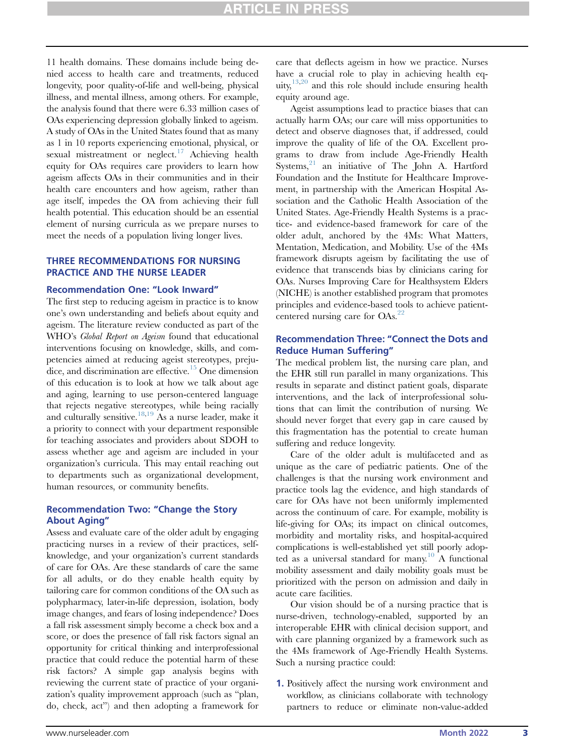11 health domains. These domains include being denied access to health care and treatments, reduced longevity, poor quality-of-life and well-being, physical illness, and mental illness, among others. For example, the analysis found that there were 6.33 million cases of OAs experiencing depression globally linked to ageism. A study of OAs in the United States found that as many as 1 in 10 reports experiencing emotional, physical, or sexual mistreatment or neglect.[17] Achieving health equity for OAs requires care providers to learn how ageism affects OAs in their communities and in their health care encounters and how ageism, rather than age itself, impedes the OA from achieving their full health potential. This education should be an essential element of nursing curricula as we prepare nurses to meet the needs of a population living longer lives.

## THREE RECOMMENDATIONS FOR NURSING PRACTICE AND THE NURSE LEADER

### Recommendation One: "Look Inward"

The first step to reducing ageism in practice is to know one's own understanding and beliefs about equity and ageism. The literature review conducted as part of the WHO's *Global Report on Ageism* found that educational interventions focusing on knowledge, skills, and competencies aimed at reducing ageist stereotypes, prejudice, and discrimination are effective.[15] One dimension of this education is to look at how we talk about age and aging, learning to use person-centered language that rejects negative stereotypes, while being racially and culturally sensitive.[18,19] As a nurse leader, make it a priority to connect with your department responsible for teaching associates and providers about SDOH to assess whether age and ageism are included in your organization's curricula. This may entail reaching out to departments such as organizational development, human resources, or community benefits.

### Recommendation Two: "Change the Story About Aging"

Assess and evaluate care of the older adult by engaging practicing nurses in a review of their practices, self-knowledge, and your organization's current standards of care for OAs. Are these standards of care the same for all adults, or do they enable health equity by tailoring care for common conditions of the OA such as polypharmacy, later-in-life depression, isolation, body image changes, and fears of losing independence? Does a fall risk assessment simply become a check box and a score, or does the presence of fall risk factors signal an opportunity for critical thinking and interprofessional practice that could reduce the potential harm of these risk factors? A simple gap analysis begins with reviewing the current state of practice of your organization's quality improvement approach (such as "plan, do, check, act") and then adopting a framework for care that deflects ageism in how we practice. Nurses have a crucial role to play in achieving health equity,[13,20] and this role should include ensuring health equity around age.

Ageist assumptions lead to practice biases that can actually harm OAs; our care will miss opportunities to detect and observe diagnoses that, if addressed, could improve the quality of life of the OA. Excellent programs to draw from include Age-Friendly Health Systems,[21] an initiative of The John A. Hartford Foundation and the Institute for Healthcare Improvement, in partnership with the American Hospital Association and the Catholic Health Association of the United States. Age-Friendly Health Systems is a practice- and evidence-based framework for care of the older adult, anchored by the 4Ms: What Matters, Mentation, Medication, and Mobility. Use of the 4Ms framework disrupts ageism by facilitating the use of evidence that transcends bias by clinicians caring for OAs. Nurses Improving Care for Healthsystem Elders (NICHE) is another established program that promotes principles and evidence-based tools to achieve patient-centered nursing care for OAs.[22]

### Recommendation Three: "Connect the Dots and Reduce Human Suffering"

The medical problem list, the nursing care plan, and the EHR still run parallel in many organizations. This results in separate and distinct patient goals, disparate interventions, and the lack of interprofessional solutions that can limit the contribution of nursing. We should never forget that every gap in care caused by this fragmentation has the potential to create human suffering and reduce longevity.

Care of the older adult is multifaceted and as unique as the care of pediatric patients. One of the challenges is that the nursing work environment and practice tools lag the evidence, and high standards of care for OAs have not been uniformly implemented across the continuum of care. For example, mobility is life-giving for OAs; its impact on clinical outcomes, morbidity and mortality risks, and hospital-acquired complications is well-established yet still poorly adopted as a universal standard for many.[10] A functional mobility assessment and daily mobility goals must be prioritized with the person on admission and daily in acute care facilities.

Our vision should be of a nursing practice that is nurse-driven, technology-enabled, supported by an interoperable EHR with clinical decision support, and with care planning organized by a framework such as the 4Ms framework of Age-Friendly Health Systems. Such a nursing practice could:

1. Positively affect the nursing work environment and workflow, as clinicians collaborate with technology partners to reduce or eliminate non-value-added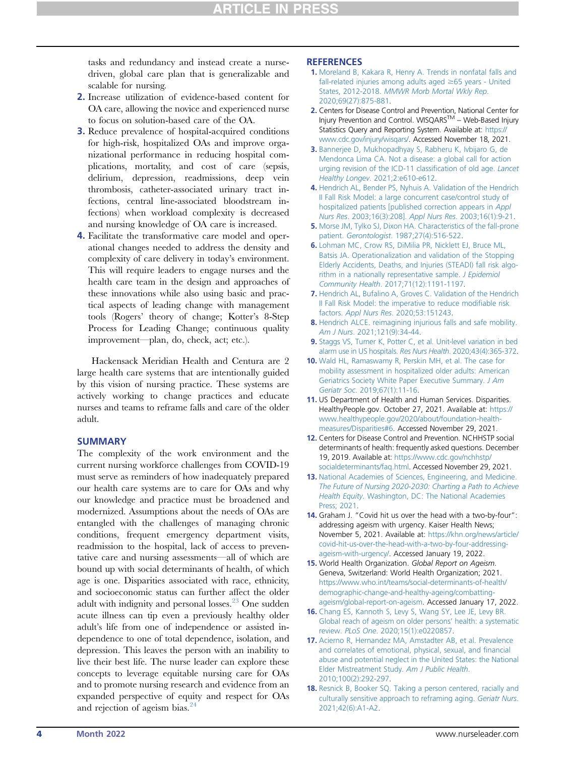tasks and redundancy and instead create a nurse-driven, global care plan that is generalizable and scalable for nursing.

2. Increase utilization of evidence-based content for OA care, allowing the novice and experienced nurse to focus on solution-based care of the OA.
3. Reduce prevalence of hospital-acquired conditions for high-risk, hospitalized OAs and improve organizational performance in reducing hospital complications, mortality, and cost of care (sepsis, delirium, depression, readmissions, deep vein thrombosis, catheter-associated urinary tract infections, central line-associated bloodstream infections) when workload complexity is decreased and nursing knowledge of OA care is increased.
4. Facilitate the transformative care model and operational changes needed to address the density and complexity of care delivery in today's environment. This will require leaders to engage nurses and the health care team in the design and approaches of these innovations while also using basic and practical aspects of leading change with management tools (Rogers' theory of change; Kotter's 8-Step Process for Leading Change; continuous quality improvement—plan, do, check, act; etc.).

Hackensack Meridian Health and Centura are 2 large health care systems that are intentionally guided by this vision of nursing practice. These systems are actively working to change practices and educate nurses and teams to reframe falls and care of the older adult.

## SUMMARY

The complexity of the work environment and the current nursing workforce challenges from COVID-19 must serve as reminders of how inadequately prepared our health care systems are to care for OAs and why our knowledge and practice must be broadened and modernized. Assumptions about the needs of OAs are entangled with the challenges of managing chronic conditions, frequent emergency department visits, readmission to the hospital, lack of access to preventative care and nursing assessments—all of which are bound up with social determinants of health, of which age is one. Disparities associated with race, ethnicity, and socioeconomic status can further affect the older adult with indignity and personal losses.[23] One sudden acute illness can tip even a previously healthy older adult's life from one of independence or assisted independence to one of total dependence, isolation, and depression. This leaves the person with an inability to live their best life. The nurse leader can explore these concepts to leverage equitable nursing care for OAs and to promote nursing research and evidence from an expanded perspective of equity and respect for OAs and rejection of ageism bias.[24]

## REFERENCES

1. Moreland B, Kakara R, Henry A. Trends in nonfatal falls and fall-related injuries among adults aged ≥65 years - United States, 2012-2018. *MMWR Morb Mortal Wkly Rep*. 2020;69(27):875-881.
2. Centers for Disease Control and Prevention, National Center for Injury Prevention and Control. WISQARS™ – Web-Based Injury Statistics Query and Reporting System. Available at: https://www.cdc.gov/injury/wisqars/. Accessed November 18, 2021.
3. Bannerjee D, Mukhopadhyay S, Rabheru K, Ivbijaro G, de Mendonca Lima CA. Not a disease: a global call for action urging revision of the ICD-11 classification of old age. *Lancet Healthy Longev*. 2021;2:e610-e612.
4. Hendrich AL, Bender PS, Nyhuis A. Validation of the Hendrich II Fall Risk Model: a large concurrent case/control study of hospitalized patients [published correction appears in *Appl Nurs Res*. 2003;16(3):208]. *Appl Nurs Res*. 2003;16(1):9-21.
5. Morse JM, Tylko SJ, Dixon HA. Characteristics of the fall-prone patient. *Gerontologist*. 1987;27(4):516-522.
6. Lohman MC, Crow RS, DiMilia PR, Nicklett EJ, Bruce ML, Batsis JA. Operationalization and validation of the Stopping Elderly Accidents, Deaths, and Injuries (STEADI) fall risk algorithm in a nationally representative sample. *J Epidemiol Community Health*. 2017;71(12):1191-1197.
7. Hendrich AL, Bufalino A, Groves C. Validation of the Hendrich II Fall Risk Model: the imperative to reduce modifiable risk factors. *Appl Nurs Res*. 2020;53:151243.
8. Hendrich ALCE. reimagining injurious falls and safe mobility. *Am J Nurs*. 2021;121(9):34-44.
9. Staggs VS, Turner K, Potter C, et al. Unit-level variation in bed alarm use in US hospitals. *Res Nurs Health*. 2020;43(4):365-372.
10. Wald HL, Ramaswamy R, Perskin MH, et al. The case for mobility assessment in hospitalized older adults: American Geriatrics Society White Paper Executive Summary. *J Am Geriatr Soc*. 2019;67(1):11-16.
11. US Department of Health and Human Services. Disparities. HealthyPeople.gov. October 27, 2021. Available at: https://www.healthypeople.gov/2020/about/foundation-health-measures/Disparities#6. Accessed November 29, 2021.
12. Centers for Disease Control and Prevention. NCHHSTP social determinants of health: frequently asked questions. December 19, 2019. Available at: https://www.cdc.gov/nchhstp/socialdeterminants/faq.html. Accessed November 29, 2021.
13. National Academies of Sciences, Engineering, and Medicine. *The Future of Nursing 2020-2030: Charting a Path to Achieve Health Equity*. Washington, DC: The National Academies Press; 2021.
14. Graham J. "Covid hit us over the head with a two-by-four": addressing ageism with urgency. Kaiser Health News; November 5, 2021. Available at: https://khn.org/news/article/covid-hit-us-over-the-head-with-a-two-by-four-addressing-ageism-with-urgency/. Accessed January 19, 2022.
15. World Health Organization. *Global Report on Ageism*. Geneva, Switzerland: World Health Organization; 2021. https://www.who.int/teams/social-determinants-of-health/demographic-change-and-healthy-ageing/combatting-ageism/global-report-on-ageism. Accessed January 17, 2022.
16. Chang ES, Kannoth S, Levy S, Wang SY, Lee JE, Levy BR. Global reach of ageism on older persons' health: a systematic review. *PLoS One*. 2020;15(1):e0220857.
17. Acierno R, Hernandez MA, Amstadter AB, et al. Prevalence and correlates of emotional, physical, sexual, and financial abuse and potential neglect in the United States: the National Elder Mistreatment Study. *Am J Public Health*. 2010;100(2):292-297.
18. Resnick B, Booker SQ. Taking a person centered, racially and culturally sensitive approach to reframing aging. *Geriatr Nurs*. 2021;42(6):A1-A2.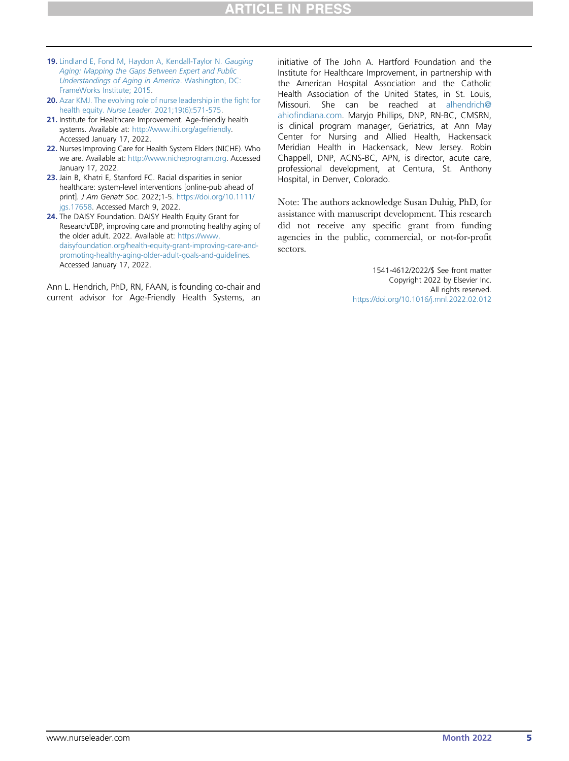19. Lindland E, Fond M, Haydon A, Kendall-Taylor N. *Gauging Aging: Mapping the Gaps Between Expert and Public Understandings of Aging in America*. Washington, DC: FrameWorks Institute; 2015.
20. Azar KMJ. The evolving role of nurse leadership in the fight for health equity. *Nurse Leader*. 2021;19(6):571-575.
21. Institute for Healthcare Improvement. Age-friendly health systems. Available at: http://www.ihi.org/agefriendly. Accessed January 17, 2022.
22. Nurses Improving Care for Health System Elders (NICHE). Who we are. Available at: http://www.nicheprogram.org. Accessed January 17, 2022.
23. Jain B, Khatri E, Stanford FC. Racial disparities in senior healthcare: system-level interventions [online-pub ahead of print]. *J Am Geriatr Soc*. 2022;1-5. https://doi.org/10.1111/jgs.17658. Accessed March 9, 2022.
24. The DAISY Foundation. DAISY Health Equity Grant for Research/EBP, improving care and promoting healthy aging of the older adult. 2022. Available at: https://www.daisyfoundation.org/health-equity-grant-improving-care-and-promoting-healthy-aging-older-adult-goals-and-guidelines. Accessed January 17, 2022.

Ann L. Hendrich, PhD, RN, FAAN, is founding co-chair and current advisor for Age-Friendly Health Systems, an initiative of The John A. Hartford Foundation and the Institute for Healthcare Improvement, in partnership with the American Hospital Association and the Catholic Health Association of the United States, in St. Louis, Missouri. She can be reached at alhendrich@ahiofindiana.com. Maryjo Phillips, DNP, RN-BC, CMSRN, is clinical program manager, Geriatrics, at Ann May Center for Nursing and Allied Health, Hackensack Meridian Health in Hackensack, New Jersey. Robin Chappell, DNP, ACNS-BC, APN, is director, acute care, professional development, at Centura, St. Anthony Hospital, in Denver, Colorado.

Note: The authors acknowledge Susan Duhig, PhD, for assistance with manuscript development. This research did not receive any specific grant from funding agencies in the public, commercial, or not-for-profit sectors.

1541-4612/2022/$ See front matter
Copyright 2022 by Elsevier Inc.
All rights reserved.
https://doi.org/10.1016/j.mnl.2022.02.012